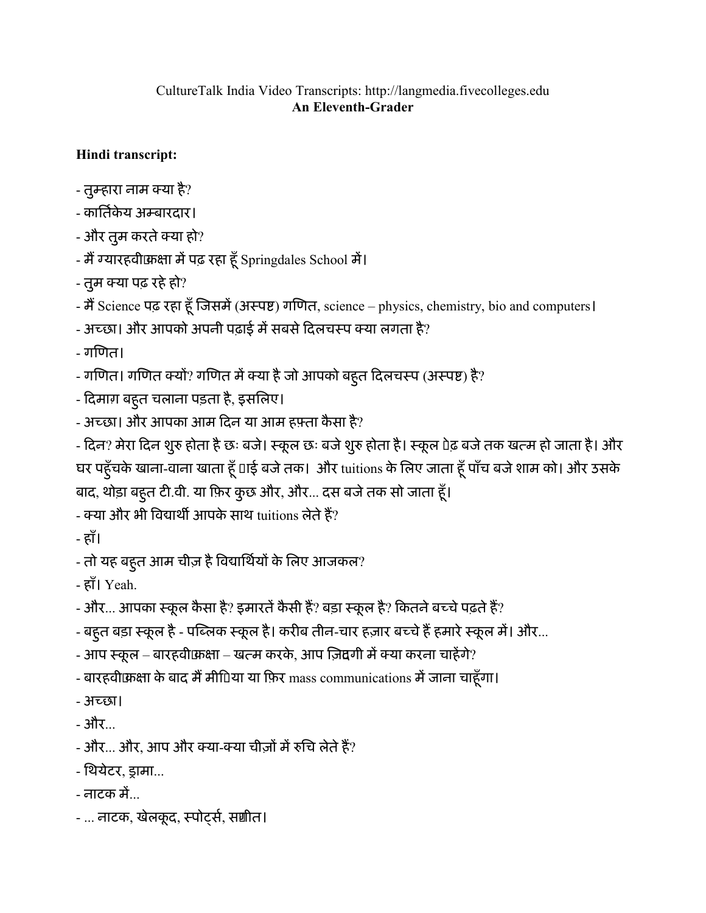CultureTalk India Video Transcripts: http://langmedia.fivecolleges.edu

**An Eleventh-Grader**

**Hindi transcript:**

- तुम्हारा नाम क्या है?
- कार्तिकेय अम्बारदार।
- और तुम करते क्या हो?
- मैं ग्यारहवीं कक्षा में पढ़ रहा हूँ Springdales School में।
- तुम क्या पढ़ रहे हो?
- मैं Science पढ़ रहा हूँ जिसमें (अस्पष्ट) गणित, science – physics, chemistry, bio and computers।
- अच्छा। और आपको अपनी पढ़ाई में सबसे दिलचस्प क्या लगता है?
- गणित।
- गणित। गणित क्यों? गणित में क्या है जो आपको बहुत दिलचस्प (अस्पष्ट) है?
- दिमाग़ बहुत चलाना पड़ता है, इसलिए।
- अच्छा। और आपका आम दिन या आम हफ़्ता कैसा है?
- दिन? मेरा दिन शुरु होता है छः बजे। स्कूल छः बजे शुरु होता है। स्कूल डेढ़ बजे तक खत्म हो जाता है। और घर पहुँचके खाना-वाना खाता हूँ ढाई बजे तक। और tuitions के लिए जाता हूँ पाँच बजे शाम को। और उसके बाद, थोड़ा बहुत टी.वी. या फ़िर कुछ और, और... दस बजे तक सो जाता हूँ।
- क्या और भी विद्यार्थी आपके साथ tuitions लेते हैं?
- हाँ।
- तो यह बहुत आम चीज़ है विद्यार्थियों के लिए आजकल?
- हाँ। Yeah.
- और... आपका स्कूल कैसा है? इमारतें कैसी हैं? बड़ा स्कूल है? कितने बच्चे पढ़ते हैं?
- बहुत बड़ा स्कूल है - पब्लिक स्कूल है। करीब तीन-चार हज़ार बच्चे हैं हमारे स्कूल में। और...
- आप स्कूल – बारहवीं कक्षा – खत्म करके, आप ज़िन्दगी में क्या करना चाहेंगे?
- बारहवीं कक्षा के बाद मैं मीडिया या फ़िर mass communications में जाना चाहूँगा।
- अच्छा।
- और...
- और... और, आप और क्या-क्या चीज़ों में रुचि लेते हैं?
- थियेटर, ड्रामा...
- नाटक में...
- ... नाटक, खेलकूद, स्पोर्ट्स, संगीत।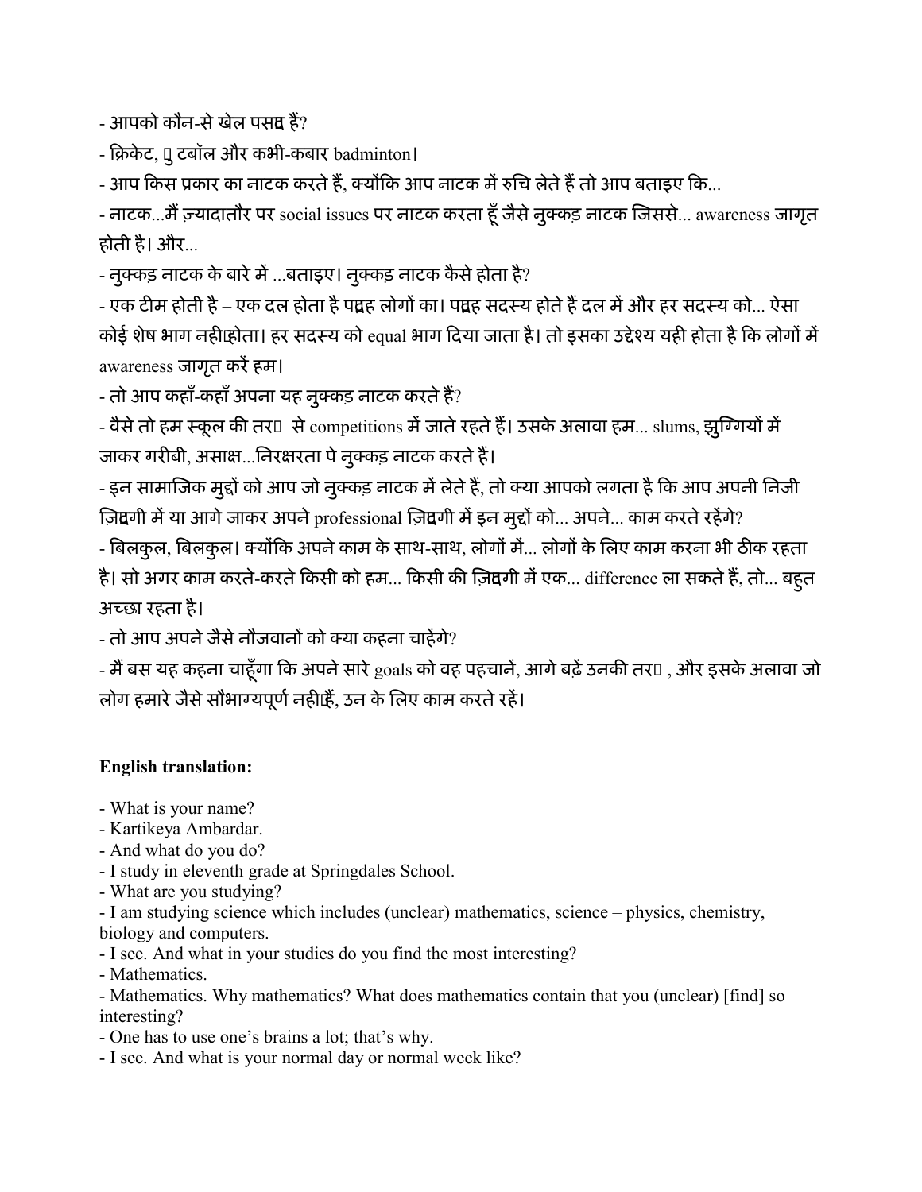- आपको कौन-से खेल पसद हैं?

- क्रिकेट, ￰ टबॉल और कभी-कबार badminton।

- आप किस प्रकार का नाटक करते हैं, क्योंकि आप नाटक में रुचि लेते हैं तो आप बताइए कि...

- नाटक...मैं ज़्यादातौर पर social issues पर नाटक करता हूँ जैसे नुक्कड़ नाटक जिससे... awareness जागृत होती है। और...

- नुक्कड़ नाटक के बारे में ...बताइए। नुक्कड़ नाटक कैसे होता है?

- एक टीम होती है – एक दल होता है पद्रह लोगों का। पद्रह सदस्य होते हैं दल में और हर सदस्य को... ऐसा कोई शेष भाग नहीहोता। हर सदस्य को equal भाग दिया जाता है। तो इसका उद्देश्य यही होता है कि लोगों में awareness जागृत करें हम।

- तो आप कहाँ-कहाँ अपना यह नुक्कड़ नाटक करते हैं?

- वैसे तो हम स्कूल की तर￰ से competitions में जाते रहते हैं। उसके अलावा हम... slums, झुग्गियों में जाकर गरीबी, असाक्ष...निरक्षरता पे नुक्कड़ नाटक करते हैं।

- इन सामाजिक मुद्दों को आप जो नुक्कड़ नाटक में लेते हैं, तो क्या आपको लगता है कि आप अपनी निजी ज़िदगी में या आगे जाकर अपने professional ज़िदगी में इन मुद्दों को... अपने... काम करते रहेंगे?

- बिलकुल, बिलकुल। क्योंकि अपने काम के साथ-साथ, लोगों में... लोगों के लिए काम करना भी ठीक रहता है। सो अगर काम करते-करते किसी को हम... किसी की ज़िदगी में एक... difference ला सकते हैं, तो... बहुत अच्छा रहता है।

- तो आप अपने जैसे नौजवानों को क्या कहना चाहेंगे?

- मैं बस यह कहना चाहूँगा कि अपने सारे goals को वह पहचानें, आगे बढ़ें उनकी तर￰ , और इसके अलावा जो लोग हमारे जैसे सौभाग्यपूर्ण नहीहैं, उन के लिए काम करते रहें।

**English translation:**

- What is your name?
- Kartikeya Ambardar.
- And what do you do?
- I study in eleventh grade at Springdales School.
- What are you studying?
- I am studying science which includes (unclear) mathematics, science – physics, chemistry, biology and computers.
- I see. And what in your studies do you find the most interesting?
- Mathematics.
- Mathematics. Why mathematics? What does mathematics contain that you (unclear) [find] so interesting?
- One has to use one's brains a lot; that's why.
- I see. And what is your normal day or normal week like?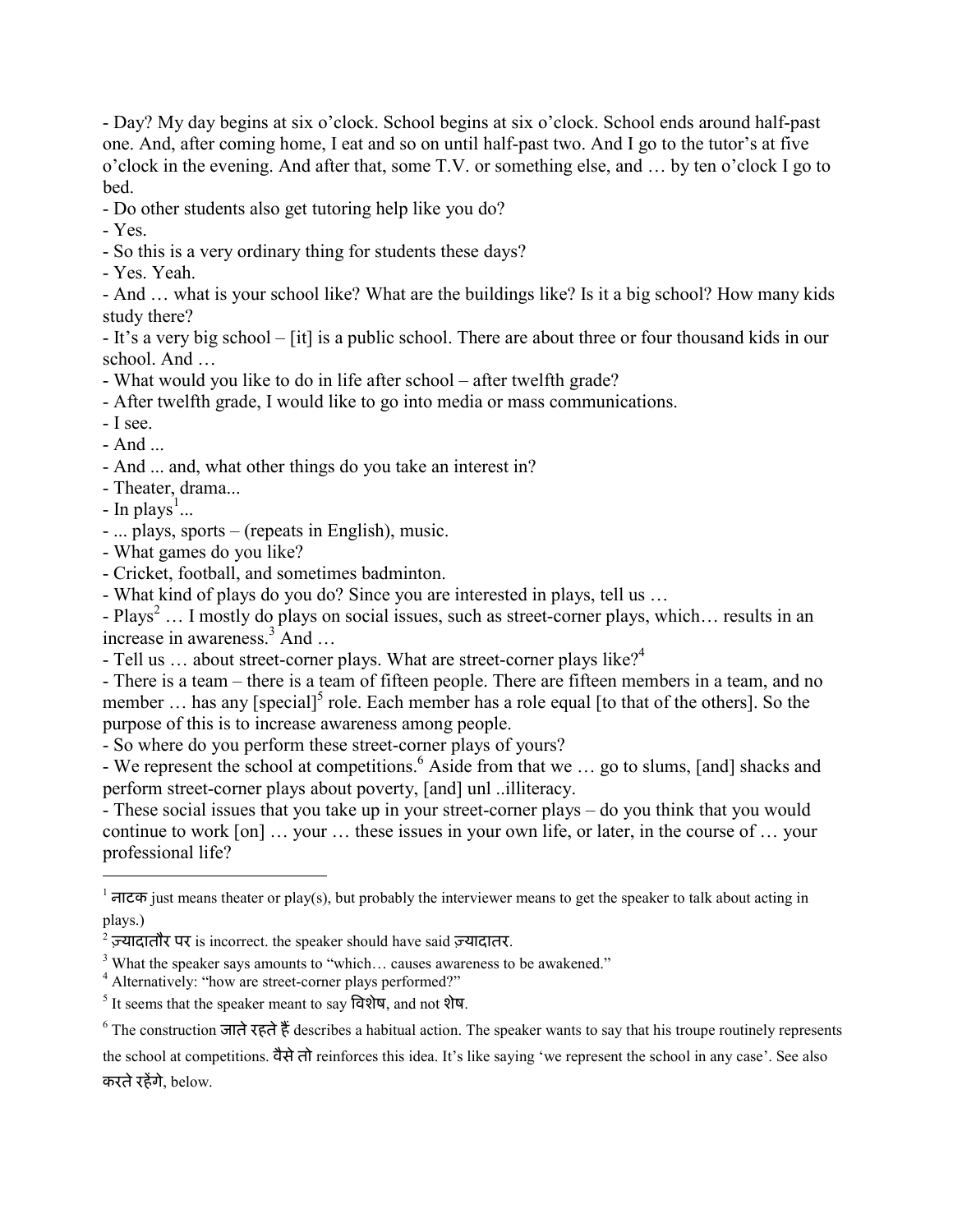- Day? My day begins at six o'clock. School begins at six o'clock. School ends around half-past one. And, after coming home, I eat and so on until half-past two. And I go to the tutor's at five o'clock in the evening. And after that, some T.V. or something else, and … by ten o'clock I go to bed.

- Do other students also get tutoring help like you do?
- Yes.
- So this is a very ordinary thing for students these days?
- Yes. Yeah.
- And … what is your school like? What are the buildings like? Is it a big school? How many kids study there?
- It's a very big school – [it] is a public school. There are about three or four thousand kids in our school. And …
- What would you like to do in life after school – after twelfth grade?
- After twelfth grade, I would like to go into media or mass communications.
- I see.
- And ...
- And ... and, what other things do you take an interest in?
- Theater, drama...
- In plays[1]...
- ... plays, sports – (repeats in English), music.
- What games do you like?
- Cricket, football, and sometimes badminton.
- What kind of plays do you do? Since you are interested in plays, tell us …
- Plays[2] … I mostly do plays on social issues, such as street-corner plays, which… results in an increase in awareness.[3] And …
- Tell us … about street-corner plays. What are street-corner plays like?[4]
- There is a team – there is a team of fifteen people. There are fifteen members in a team, and no member … has any [special][5] role. Each member has a role equal [to that of the others]. So the purpose of this is to increase awareness among people.
- So where do you perform these street-corner plays of yours?
- We represent the school at competitions.[6] Aside from that we … go to slums, [and] shacks and perform street-corner plays about poverty, [and] unl ..illiteracy.
- These social issues that you take up in your street-corner plays – do you think that you would continue to work [on] … your … these issues in your own life, or later, in the course of … your professional life?

---

[1] नाटक just means theater or play(s), but probably the interviewer means to get the speaker to talk about acting in plays.)

[2] ज़्यादातौर पर is incorrect. the speaker should have said ज़्यादातर.

[3] What the speaker says amounts to "which… causes awareness to be awakened."

[4] Alternatively: "how are street-corner plays performed?"

[5] It seems that the speaker meant to say विशेष, and not शेष.

[6] The construction जाते रहते हैं describes a habitual action. The speaker wants to say that his troupe routinely represents the school at competitions. वैसे तो reinforces this idea. It's like saying 'we represent the school in any case'. See also करते रहेंगे, below.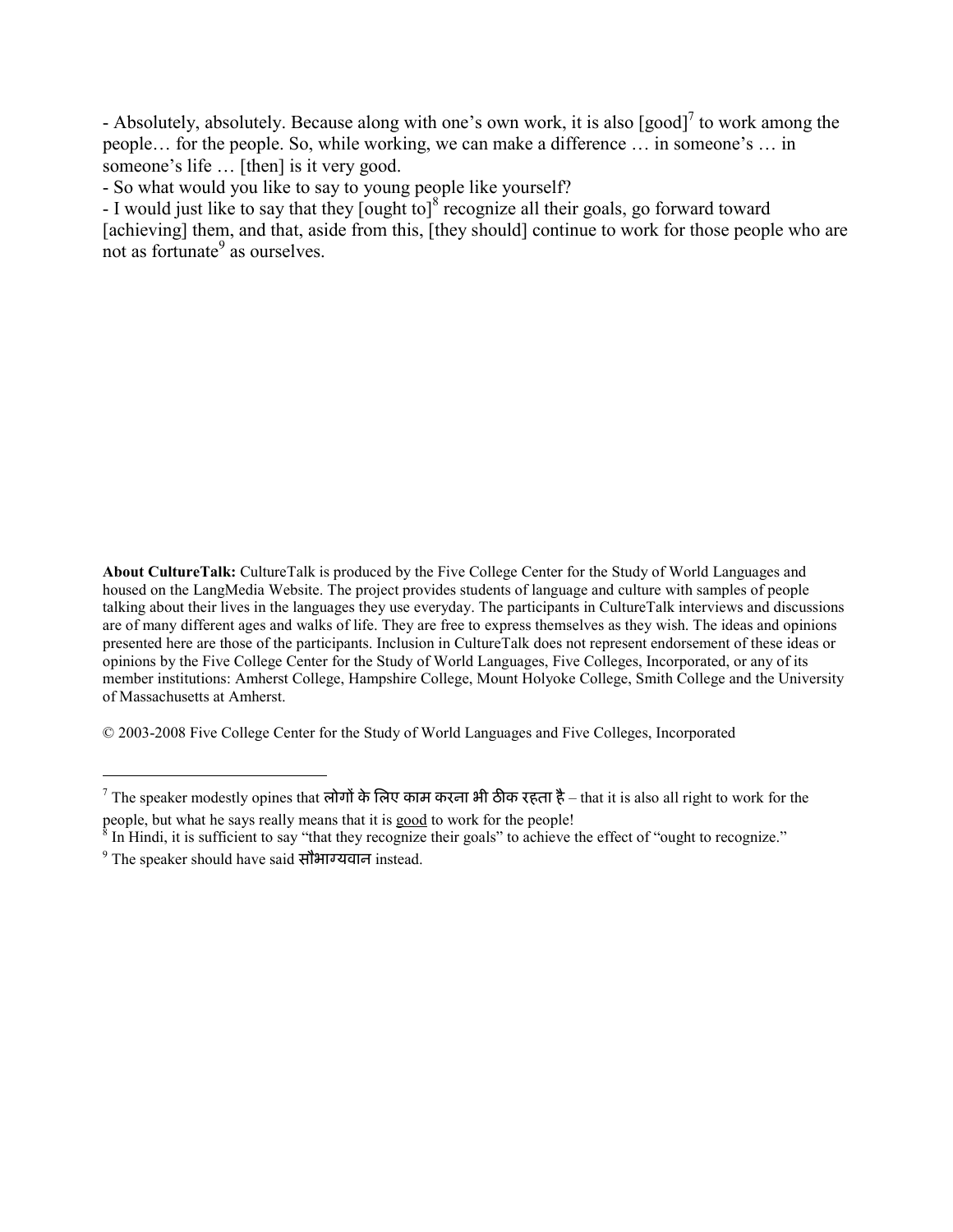- Absolutely, absolutely. Because along with one's own work, it is also [good][7] to work among the people… for the people. So, while working, we can make a difference … in someone's … in someone's life … [then] is it very good.

- So what would you like to say to young people like yourself?

- I would just like to say that they [ought to][8] recognize all their goals, go forward toward [achieving] them, and that, aside from this, [they should] continue to work for those people who are not as fortunate[9] as ourselves.

**About CultureTalk:** CultureTalk is produced by the Five College Center for the Study of World Languages and housed on the LangMedia Website. The project provides students of language and culture with samples of people talking about their lives in the languages they use everyday. The participants in CultureTalk interviews and discussions are of many different ages and walks of life. They are free to express themselves as they wish. The ideas and opinions presented here are those of the participants. Inclusion in CultureTalk does not represent endorsement of these ideas or opinions by the Five College Center for the Study of World Languages, Five Colleges, Incorporated, or any of its member institutions: Amherst College, Hampshire College, Mount Holyoke College, Smith College and the University of Massachusetts at Amherst.

© 2003-2008 Five College Center for the Study of World Languages and Five Colleges, Incorporated

---

[7] The speaker modestly opines that लोगों के लिए काम करना भी ठीक रहता है – that it is also all right to work for the people, but what he says really means that it is <u>good</u> to work for the people!

[8] In Hindi, it is sufficient to say "that they recognize their goals" to achieve the effect of "ought to recognize."

[9] The speaker should have said सौभाग्यवान instead.